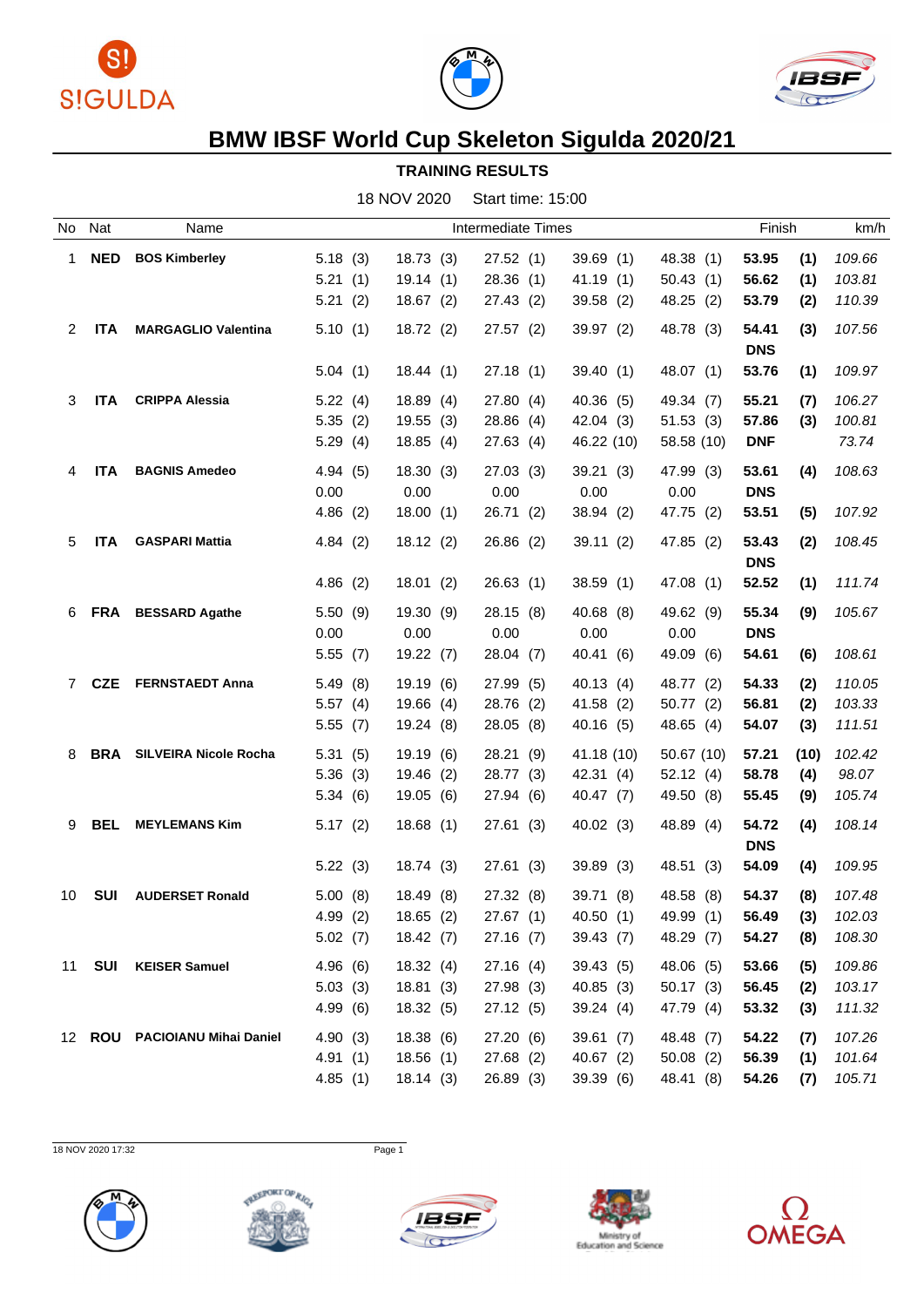# BMW IBSF World Cup Skeleton Sigulda 2020/21

## TRAINING RESULTS

18 NOV 2020 Start time: 15:00

| No | Nat | Name | Intermediate Times | | | | | Finish | | km/h |
|---|---|---|---|---|---|---|---|---|---|---|
| 1 | **NED** | **BOS Kimberley** | 5.18 (3) | 18.73 (3) | 27.52 (1) | 39.69 (1) | 48.38 (1) | **53.95** | **(1)** | *109.66* |
| | | | 5.21 (1) | 19.14 (1) | 28.36 (1) | 41.19 (1) | 50.43 (1) | **56.62** | **(1)** | *103.81* |
| | | | 5.21 (2) | 18.67 (2) | 27.43 (2) | 39.58 (2) | 48.25 (2) | **53.79** | **(2)** | *110.39* |
| 2 | **ITA** | **MARGAGLIO Valentina** | 5.10 (1) | 18.72 (2) | 27.57 (2) | 39.97 (2) | 48.78 (3) | **54.41** | **(3)** | *107.56* |
| | | | | | | | | **DNS** | | |
| | | | 5.04 (1) | 18.44 (1) | 27.18 (1) | 39.40 (1) | 48.07 (1) | **53.76** | **(1)** | *109.97* |
| 3 | **ITA** | **CRIPPA Alessia** | 5.22 (4) | 18.89 (4) | 27.80 (4) | 40.36 (5) | 49.34 (7) | **55.21** | **(7)** | *106.27* |
| | | | 5.35 (2) | 19.55 (3) | 28.86 (4) | 42.04 (3) | 51.53 (3) | **57.86** | **(3)** | *100.81* |
| | | | 5.29 (4) | 18.85 (4) | 27.63 (4) | 46.22 (10) | 58.58 (10) | **DNF** | | *73.74* |
| 4 | **ITA** | **BAGNIS Amedeo** | 4.94 (5) | 18.30 (3) | 27.03 (3) | 39.21 (3) | 47.99 (3) | **53.61** | **(4)** | *108.63* |
| | | | 0.00 | 0.00 | 0.00 | 0.00 | 0.00 | **DNS** | | |
| | | | 4.86 (2) | 18.00 (1) | 26.71 (2) | 38.94 (2) | 47.75 (2) | **53.51** | **(5)** | *107.92* |
| 5 | **ITA** | **GASPARI Mattia** | 4.84 (2) | 18.12 (2) | 26.86 (2) | 39.11 (2) | 47.85 (2) | **53.43** | **(2)** | *108.45* |
| | | | | | | | | **DNS** | | |
| | | | 4.86 (2) | 18.01 (2) | 26.63 (1) | 38.59 (1) | 47.08 (1) | **52.52** | **(1)** | *111.74* |
| 6 | **FRA** | **BESSARD Agathe** | 5.50 (9) | 19.30 (9) | 28.15 (8) | 40.68 (8) | 49.62 (9) | **55.34** | **(9)** | *105.67* |
| | | | 0.00 | 0.00 | 0.00 | 0.00 | 0.00 | **DNS** | | |
| | | | 5.55 (7) | 19.22 (7) | 28.04 (7) | 40.41 (6) | 49.09 (6) | **54.61** | **(6)** | *108.61* |
| 7 | **CZE** | **FERNSTAEDT Anna** | 5.49 (8) | 19.19 (6) | 27.99 (5) | 40.13 (4) | 48.77 (2) | **54.33** | **(2)** | *110.05* |
| | | | 5.57 (4) | 19.66 (4) | 28.76 (2) | 41.58 (2) | 50.77 (2) | **56.81** | **(2)** | *103.33* |
| | | | 5.55 (7) | 19.24 (8) | 28.05 (8) | 40.16 (5) | 48.65 (4) | **54.07** | **(3)** | *111.51* |
| 8 | **BRA** | **SILVEIRA Nicole Rocha** | 5.31 (5) | 19.19 (6) | 28.21 (9) | 41.18 (10) | 50.67 (10) | **57.21** | **(10)** | *102.42* |
| | | | 5.36 (3) | 19.46 (2) | 28.77 (3) | 42.31 (4) | 52.12 (4) | **58.78** | **(4)** | *98.07* |
| | | | 5.34 (6) | 19.05 (6) | 27.94 (6) | 40.47 (7) | 49.50 (8) | **55.45** | **(9)** | *105.74* |
| 9 | **BEL** | **MEYLEMANS Kim** | 5.17 (2) | 18.68 (1) | 27.61 (3) | 40.02 (3) | 48.89 (4) | **54.72** | **(4)** | *108.14* |
| | | | | | | | | **DNS** | | |
| | | | 5.22 (3) | 18.74 (3) | 27.61 (3) | 39.89 (3) | 48.51 (3) | **54.09** | **(4)** | *109.95* |
| 10 | **SUI** | **AUDERSET Ronald** | 5.00 (8) | 18.49 (8) | 27.32 (8) | 39.71 (8) | 48.58 (8) | **54.37** | **(8)** | *107.48* |
| | | | 4.99 (2) | 18.65 (2) | 27.67 (1) | 40.50 (1) | 49.99 (1) | **56.49** | **(3)** | *102.03* |
| | | | 5.02 (7) | 18.42 (7) | 27.16 (7) | 39.43 (7) | 48.29 (7) | **54.27** | **(8)** | *108.30* |
| 11 | **SUI** | **KEISER Samuel** | 4.96 (6) | 18.32 (4) | 27.16 (4) | 39.43 (5) | 48.06 (5) | **53.66** | **(5)** | *109.86* |
| | | | 5.03 (3) | 18.81 (3) | 27.98 (3) | 40.85 (3) | 50.17 (3) | **56.45** | **(2)** | *103.17* |
| | | | 4.99 (6) | 18.32 (5) | 27.12 (5) | 39.24 (4) | 47.79 (4) | **53.32** | **(3)** | *111.32* |
| 12 | **ROU** | **PACIOIANU Mihai Daniel** | 4.90 (3) | 18.38 (6) | 27.20 (6) | 39.61 (7) | 48.48 (7) | **54.22** | **(7)** | *107.26* |
| | | | 4.91 (1) | 18.56 (1) | 27.68 (2) | 40.67 (2) | 50.08 (2) | **56.39** | **(1)** | *101.64* |
| | | | 4.85 (1) | 18.14 (3) | 26.89 (3) | 39.39 (6) | 48.41 (8) | **54.26** | **(7)** | *105.71* |

18 NOV 2020 17:32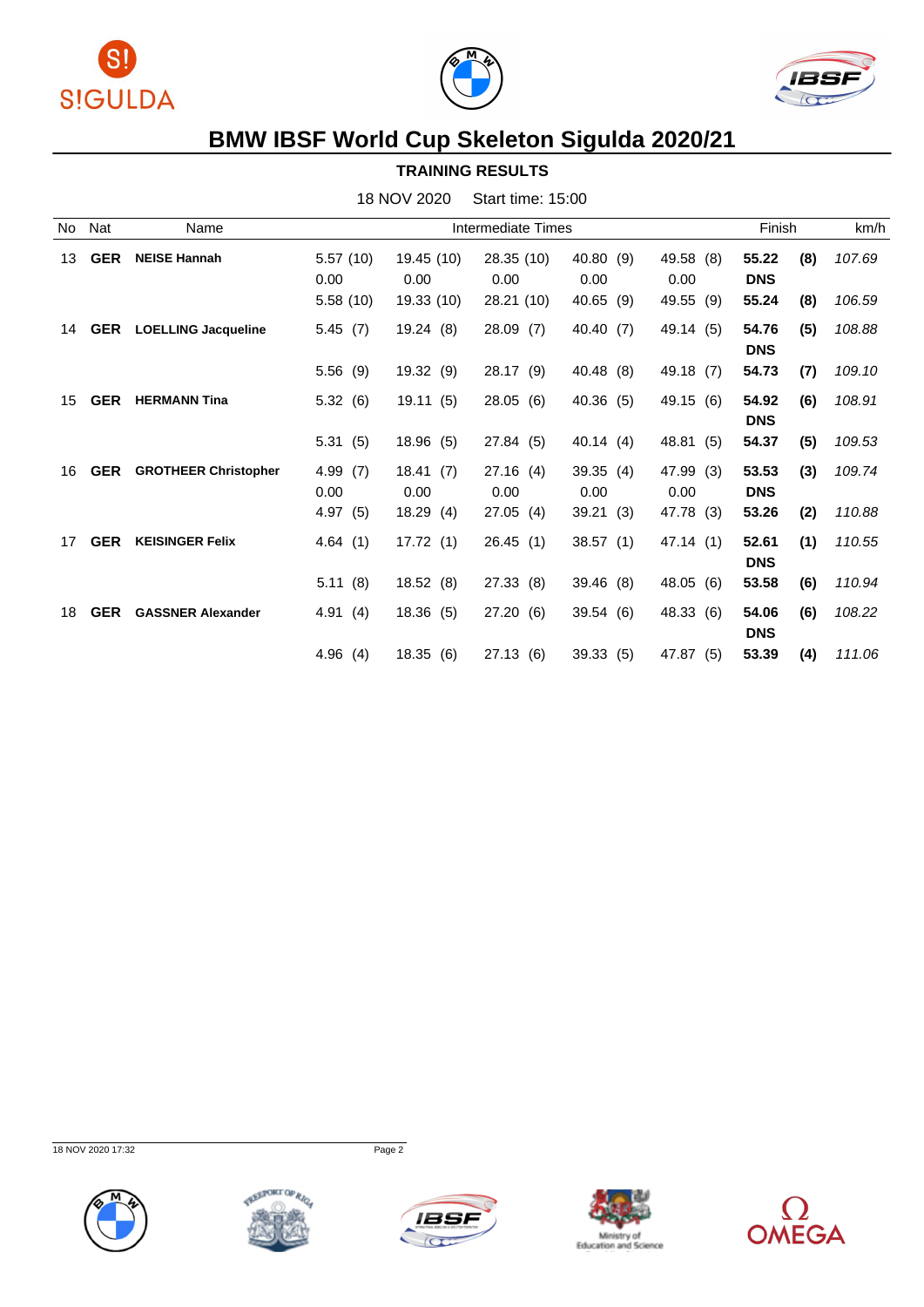# BMW IBSF World Cup Skeleton Sigulda 2020/21

**TRAINING RESULTS**

18 NOV 2020 Start time: 15:00

| No | Nat | Name | Intermediate Times | | | | | Finish | | km/h |
|---|---|---|---|---|---|---|---|---|---|---|
| 13 | **GER** | **NEISE Hannah** | 5.57 (10) | 19.45 (10) | 28.35 (10) | 40.80 (9) | 49.58 (8) | **55.22** | **(8)** | *107.69* |
| | | | 0.00 | 0.00 | 0.00 | 0.00 | 0.00 | **DNS** | | |
| | | | 5.58 (10) | 19.33 (10) | 28.21 (10) | 40.65 (9) | 49.55 (9) | **55.24** | **(8)** | *106.59* |
| 14 | **GER** | **LOELLING Jacqueline** | 5.45 (7) | 19.24 (8) | 28.09 (7) | 40.40 (7) | 49.14 (5) | **54.76** | **(5)** | *108.88* |
| | | | | | | | | **DNS** | | |
| | | | 5.56 (9) | 19.32 (9) | 28.17 (9) | 40.48 (8) | 49.18 (7) | **54.73** | **(7)** | *109.10* |
| 15 | **GER** | **HERMANN Tina** | 5.32 (6) | 19.11 (5) | 28.05 (6) | 40.36 (5) | 49.15 (6) | **54.92** | **(6)** | *108.91* |
| | | | | | | | | **DNS** | | |
| | | | 5.31 (5) | 18.96 (5) | 27.84 (5) | 40.14 (4) | 48.81 (5) | **54.37** | **(5)** | *109.53* |
| 16 | **GER** | **GROTHEER Christopher** | 4.99 (7) | 18.41 (7) | 27.16 (4) | 39.35 (4) | 47.99 (3) | **53.53** | **(3)** | *109.74* |
| | | | 0.00 | 0.00 | 0.00 | 0.00 | 0.00 | **DNS** | | |
| | | | 4.97 (5) | 18.29 (4) | 27.05 (4) | 39.21 (3) | 47.78 (3) | **53.26** | **(2)** | *110.88* |
| 17 | **GER** | **KEISINGER Felix** | 4.64 (1) | 17.72 (1) | 26.45 (1) | 38.57 (1) | 47.14 (1) | **52.61** | **(1)** | *110.55* |
| | | | | | | | | **DNS** | | |
| | | | 5.11 (8) | 18.52 (8) | 27.33 (8) | 39.46 (8) | 48.05 (6) | **53.58** | **(6)** | *110.94* |
| 18 | **GER** | **GASSNER Alexander** | 4.91 (4) | 18.36 (5) | 27.20 (6) | 39.54 (6) | 48.33 (6) | **54.06** | **(6)** | *108.22* |
| | | | | | | | | **DNS** | | |
| | | | 4.96 (4) | 18.35 (6) | 27.13 (6) | 39.33 (5) | 47.87 (5) | **53.39** | **(4)** | *111.06* |

18 NOV 2020 17:32